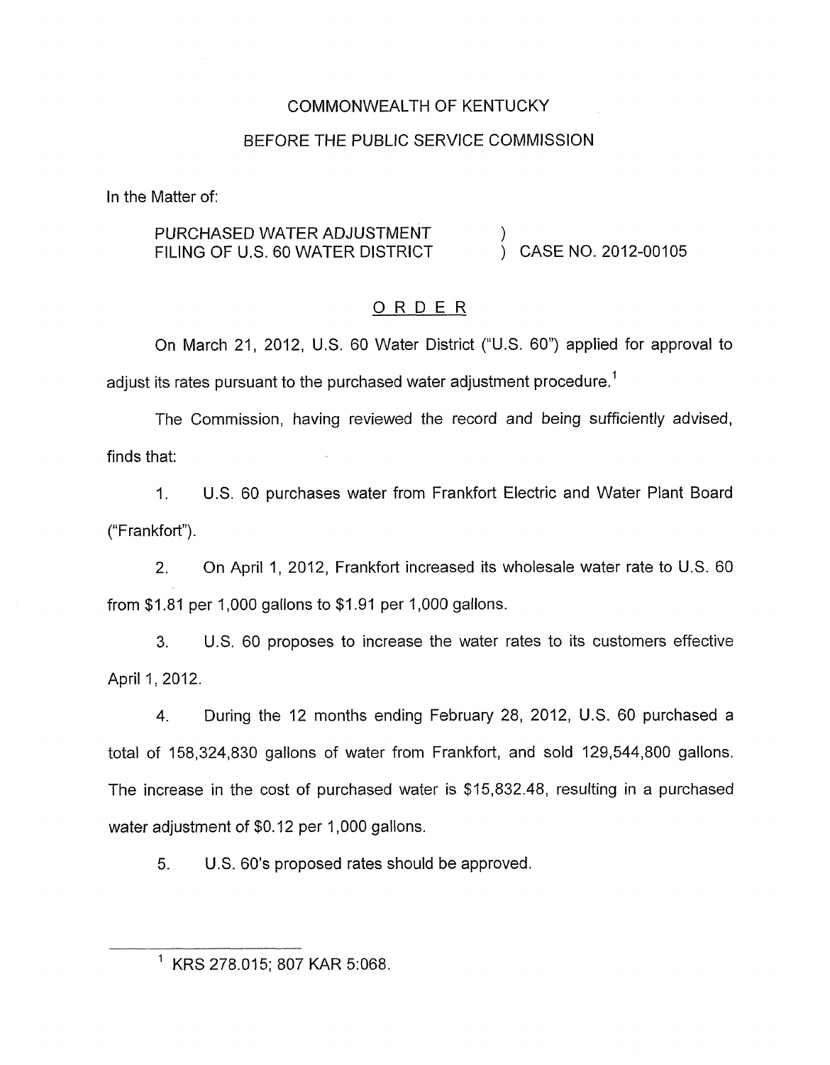COMMONWEALTH OF KENTUCKY

BEFORE THE PUBLIC SERVICE COMMISSION

In the Matter of:

PURCHASED WATER ADJUSTMENT FILING OF U.S. 60 WATER DISTRICT ) CASE NO. 2012-00105

## ORDER

On March 21, 2012, U.S. 60 Water District ("U.S. 60") applied for approval to adjust its rates pursuant to the purchased water adjustment procedure.[1]

The Commission, having reviewed the record and being sufficiently advised, finds that:

1. U.S. 60 purchases water from Frankfort Electric and Water Plant Board ("Frankfort").

2. On April 1, 2012, Frankfort increased its wholesale water rate to U.S. 60 from $1.81 per 1,000 gallons to $1.91 per 1,000 gallons.

3. U.S. 60 proposes to increase the water rates to its customers effective April 1, 2012.

4. During the 12 months ending February 28, 2012, U.S. 60 purchased a total of 158,324,830 gallons of water from Frankfort, and sold 129,544,800 gallons. The increase in the cost of purchased water is $15,832.48, resulting in a purchased water adjustment of $0.12 per 1,000 gallons.

5. U.S. 60's proposed rates should be approved.

---

[1] KRS 278.015; 807 KAR 5:068.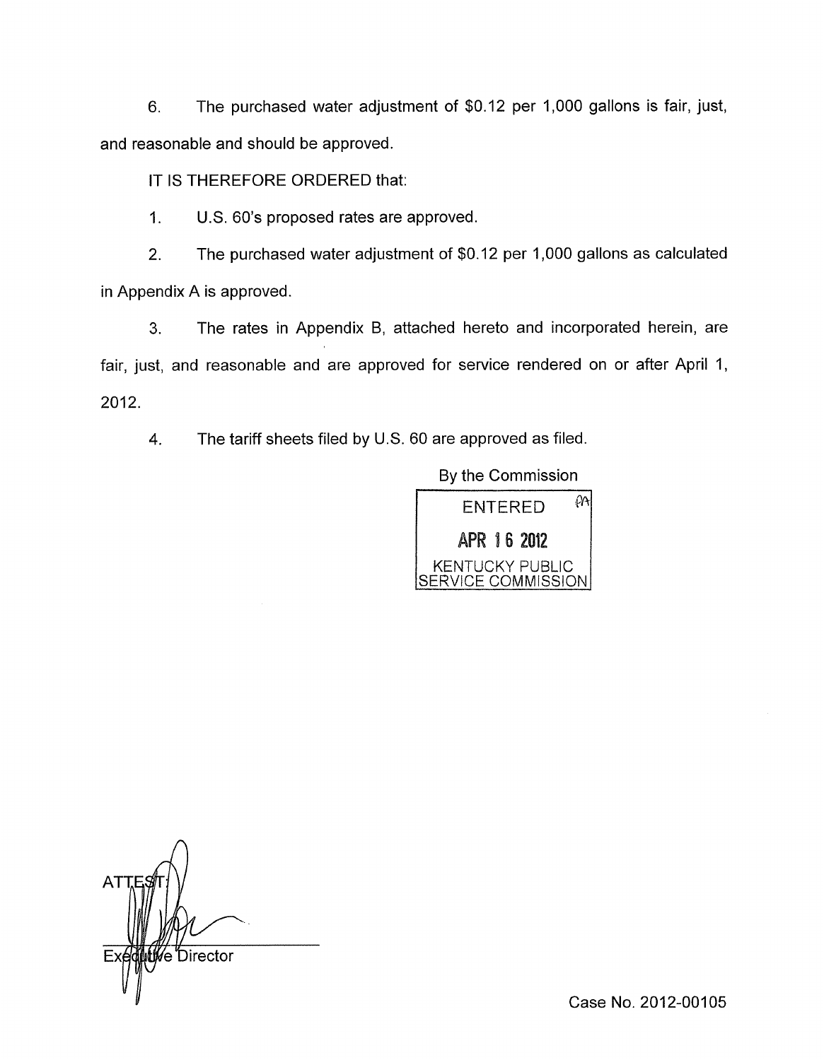6. The purchased water adjustment of $0.12 per 1,000 gallons is fair, just, and reasonable and should be approved.

IT IS THEREFORE ORDERED that:

1. U.S. 60's proposed rates are approved.

2. The purchased water adjustment of $0.12 per 1,000 gallons as calculated in Appendix A is approved.

3. The rates in Appendix B, attached hereto and incorporated herein, are fair, just, and reasonable and are approved for service rendered on or after April 1, 2012.

4. The tariff sheets filed by U.S. 60 are approved as filed.

By the Commission

ENTERED

APR 16 2012

KENTUCKY PUBLIC SERVICE COMMISSION

ATTEST:

Executive Director

Case No. 2012-00105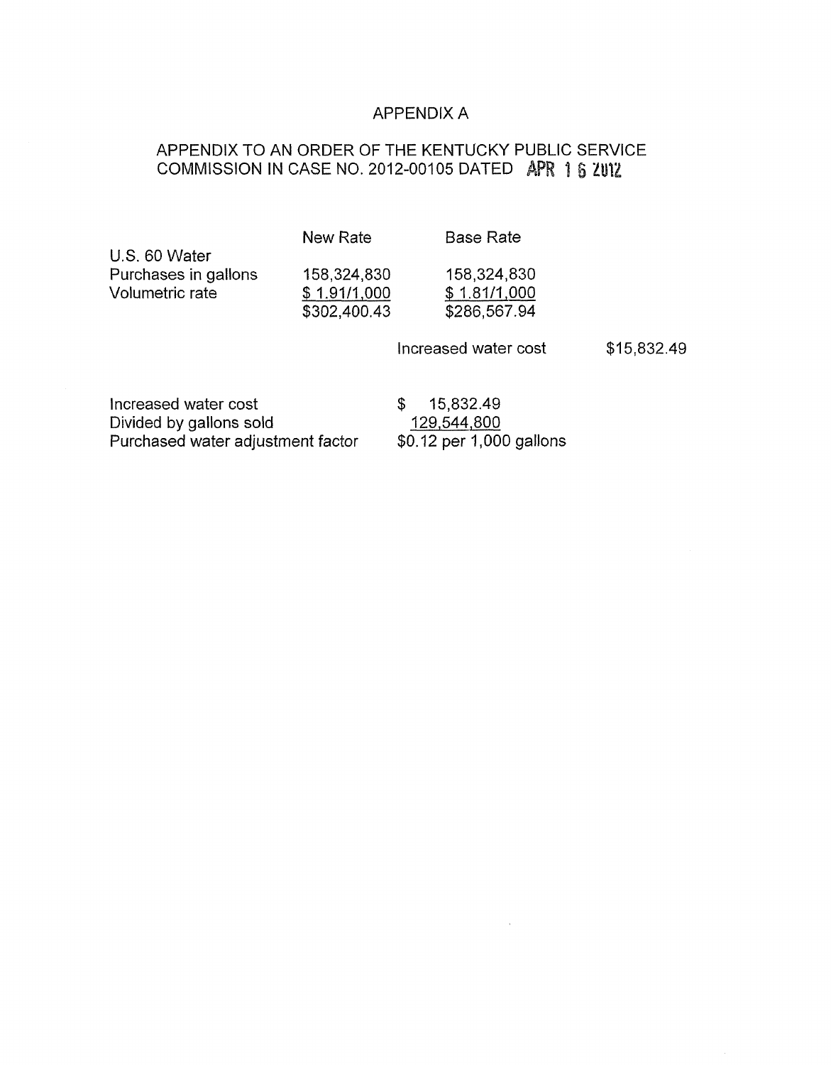# APPENDIX A

## APPENDIX TO AN ORDER OF THE KENTUCKY PUBLIC SERVICE COMMISSION IN CASE NO. 2012-00105 DATED APR 16 2012

| | New Rate | Base Rate | |
|---|---|---|---|
| U.S. 60 Water | | | |
| Purchases in gallons | 158,324,830 | 158,324,830 | |
| Volumetric rate | $ 1.91/1,000 | $ 1.81/1,000 | |
| | $302,400.43 | $286,567.94 | |
| | | Increased water cost | $15,832.49 |

| | |
|---|---|
| Increased water cost | $ 15,832.49 |
| Divided by gallons sold | 129,544,800 |
| Purchased water adjustment factor | $0.12 per 1,000 gallons |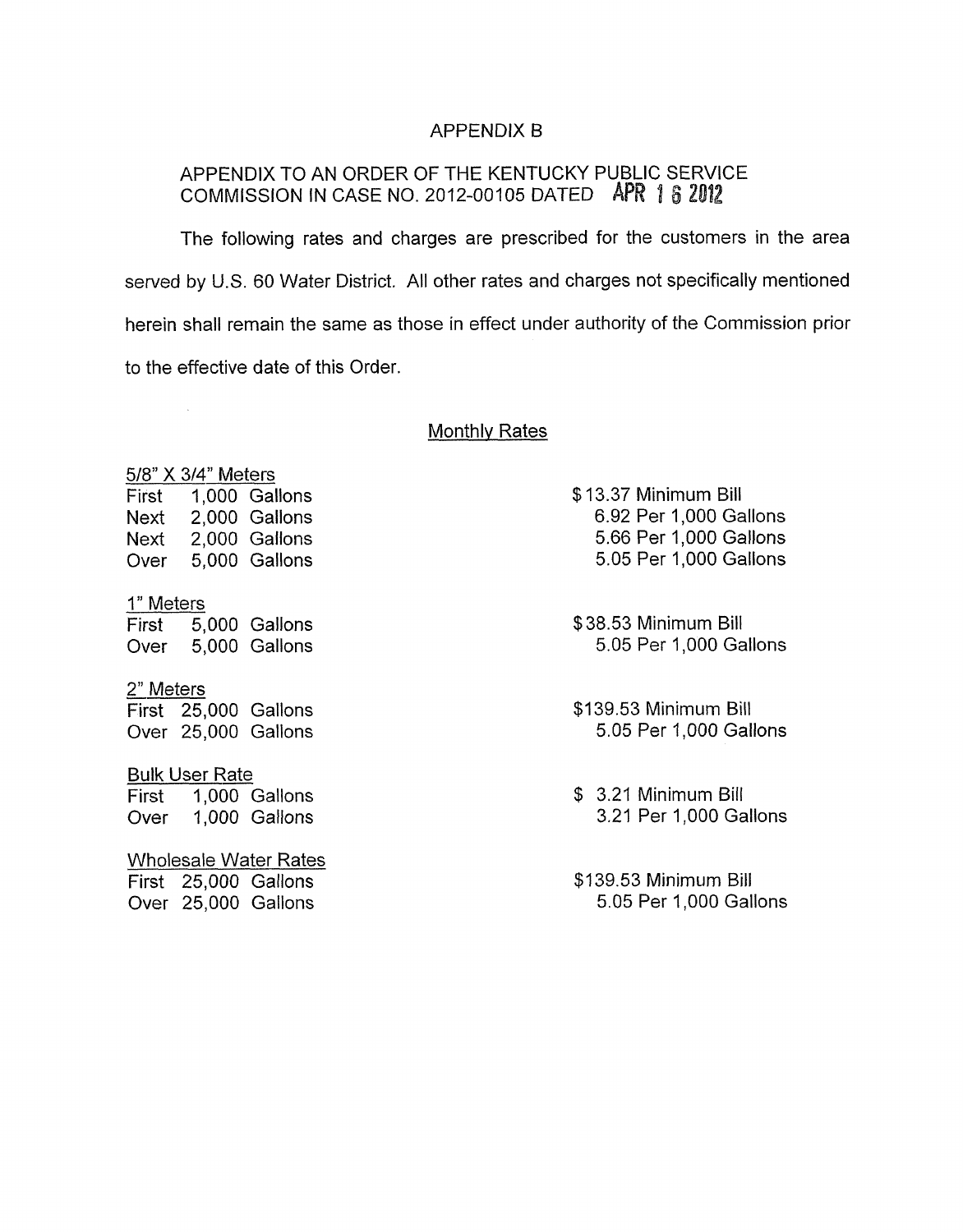# APPENDIX B

## APPENDIX TO AN ORDER OF THE KENTUCKY PUBLIC SERVICE COMMISSION IN CASE NO. 2012-00105 DATED APR 16 2012

The following rates and charges are prescribed for the customers in the area served by U.S. 60 Water District. All other rates and charges not specifically mentioned herein shall remain the same as those in effect under authority of the Commission prior to the effective date of this Order.

### Monthly Rates

| | |
|---|---|
| **5/8" X 3/4" Meters** | |
| First 1,000 Gallons | $13.37 Minimum Bill |
| Next 2,000 Gallons | 6.92 Per 1,000 Gallons |
| Next 2,000 Gallons | 5.66 Per 1,000 Gallons |
| Over 5,000 Gallons | 5.05 Per 1,000 Gallons |
| **1" Meters** | |
| First 5,000 Gallons | $38.53 Minimum Bill |
| Over 5,000 Gallons | 5.05 Per 1,000 Gallons |
| **2" Meters** | |
| First 25,000 Gallons | $139.53 Minimum Bill |
| Over 25,000 Gallons | 5.05 Per 1,000 Gallons |
| **Bulk User Rate** | |
| First 1,000 Gallons | $ 3.21 Minimum Bill |
| Over 1,000 Gallons | 3.21 Per 1,000 Gallons |
| **Wholesale Water Rates** | |
| First 25,000 Gallons | $139.53 Minimum Bill |
| Over 25,000 Gallons | 5.05 Per 1,000 Gallons |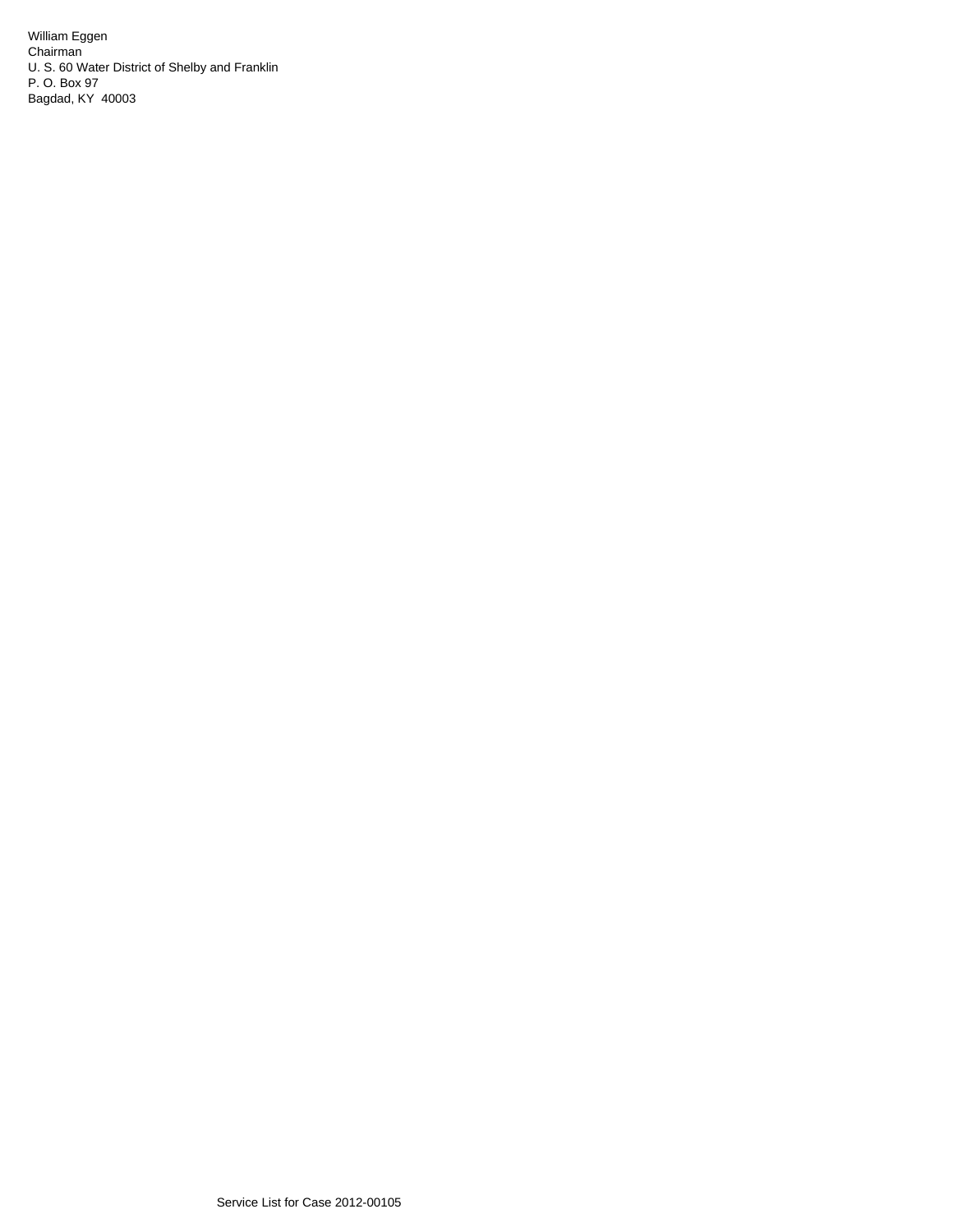William Eggen
Chairman
U. S. 60 Water District of Shelby and Franklin
P. O. Box 97
Bagdad, KY  40003